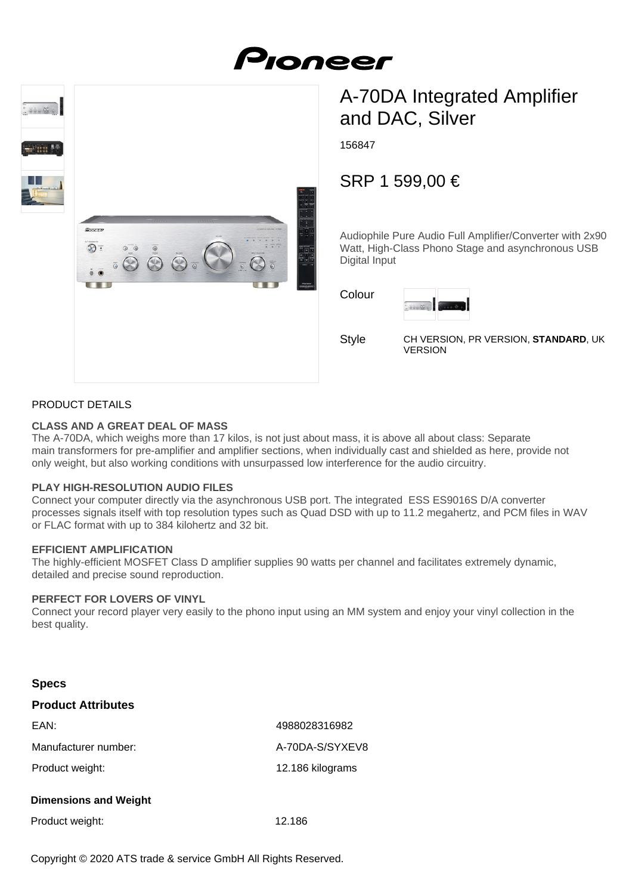# A-70DA Integrated Amplifier and DAC, Silver

156847

SRP 1 599,00 €

Audiophile Pure Audio Full Amplifier/Converter with 2x90 Watt, High-Class Phono Stage and asynchronous USB Digital Input

Colour

Style CH VERSION, PR VERSION, **STANDARD**, UK VERSION

PRODUCT DETAILS

**CLASS AND A GREAT DEAL OF MASS**
The A-70DA, which weighs more than 17 kilos, is not just about mass, it is above all about class: Separate main transformers for pre-amplifier and amplifier sections, when individually cast and shielded as here, provide not only weight, but also working conditions with unsurpassed low interference for the audio circuitry.

**PLAY HIGH-RESOLUTION AUDIO FILES**
Connect your computer directly via the asynchronous USB port. The integrated ESS ES9016S D/A converter processes signals itself with top resolution types such as Quad DSD with up to 11.2 megahertz, and PCM files in WAV or FLAC format with up to 384 kilohertz and 32 bit.

**EFFICIENT AMPLIFICATION**
The highly-efficient MOSFET Class D amplifier supplies 90 watts per channel and facilitates extremely dynamic, detailed and precise sound reproduction.

**PERFECT FOR LOVERS OF VINYL**
Connect your record player very easily to the phono input using an MM system and enjoy your vinyl collection in the best quality.

## Specs

### Product Attributes

| | |
|---|---|
| EAN: | 4988028316982 |
| Manufacturer number: | A-70DA-S/SYXEV8 |
| Product weight: | 12.186 kilograms |

### Dimensions and Weight

| | |
|---|---|
| Product weight: | 12.186 |

Copyright © 2020 ATS trade & service GmbH All Rights Reserved.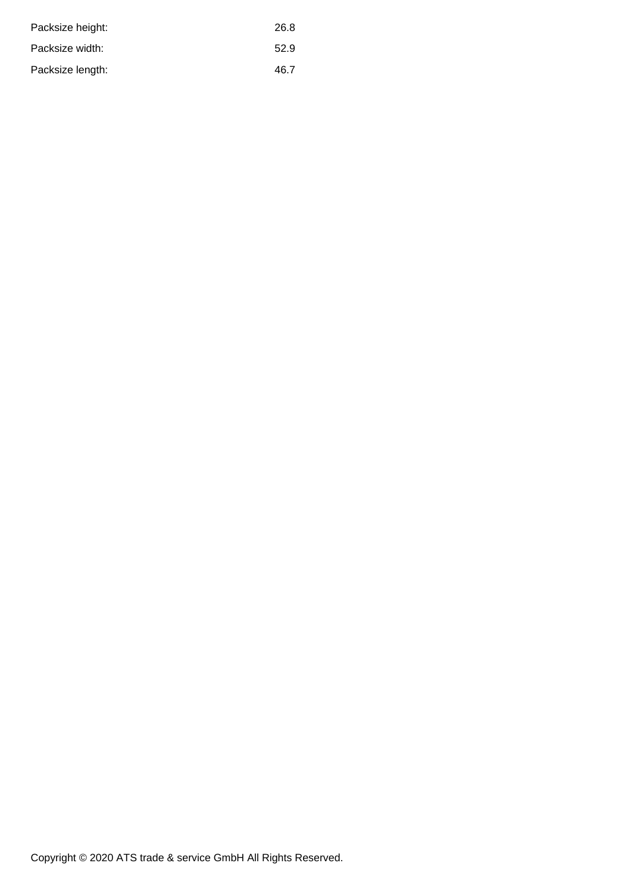| | |
|---|---|
| Packsize height: | 26.8 |
| Packsize width: | 52.9 |
| Packsize length: | 46.7 |

Copyright © 2020 ATS trade & service GmbH All Rights Reserved.